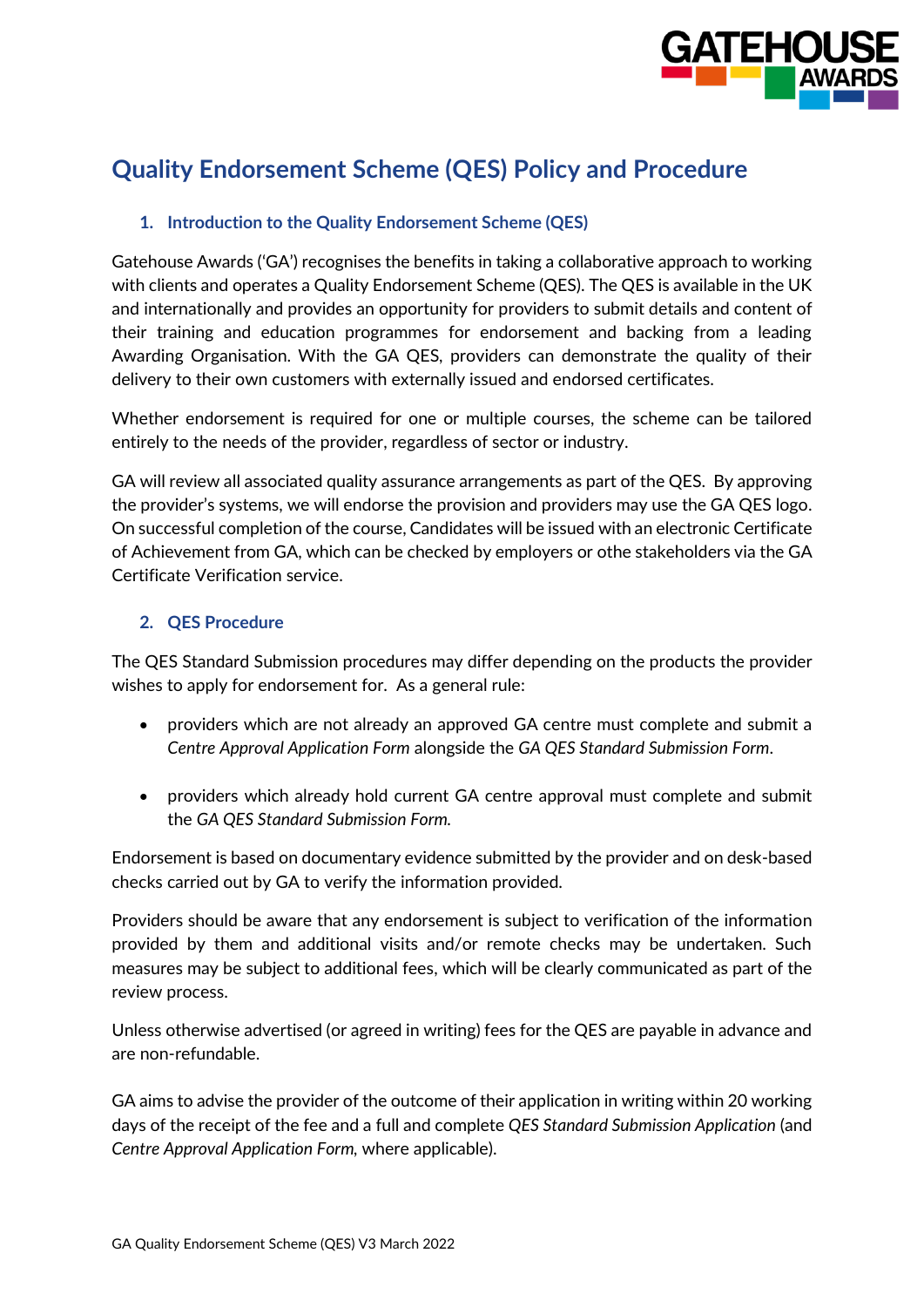# Quality Endorsement Scheme (QES) Policy and Procedure

## 1. Introduction to the Quality Endorsement Scheme (QES)

Gatehouse Awards ('GA') recognises the benefits in taking a collaborative approach to working with clients and operates a Quality Endorsement Scheme (QES). The QES is available in the UK and internationally and provides an opportunity for providers to submit details and content of their training and education programmes for endorsement and backing from a leading Awarding Organisation. With the GA QES, providers can demonstrate the quality of their delivery to their own customers with externally issued and endorsed certificates.

Whether endorsement is required for one or multiple courses, the scheme can be tailored entirely to the needs of the provider, regardless of sector or industry.

GA will review all associated quality assurance arrangements as part of the QES. By approving the provider's systems, we will endorse the provision and providers may use the GA QES logo. On successful completion of the course, Candidates will be issued with an electronic Certificate of Achievement from GA, which can be checked by employers or othe stakeholders via the GA Certificate Verification service.

## 2. QES Procedure

The QES Standard Submission procedures may differ depending on the products the provider wishes to apply for endorsement for. As a general rule:

- providers which are not already an approved GA centre must complete and submit a *Centre Approval Application Form* alongside the *GA QES Standard Submission Form*.

- providers which already hold current GA centre approval must complete and submit the *GA QES Standard Submission Form.*

Endorsement is based on documentary evidence submitted by the provider and on desk-based checks carried out by GA to verify the information provided.

Providers should be aware that any endorsement is subject to verification of the information provided by them and additional visits and/or remote checks may be undertaken. Such measures may be subject to additional fees, which will be clearly communicated as part of the review process.

Unless otherwise advertised (or agreed in writing) fees for the QES are payable in advance and are non-refundable.

GA aims to advise the provider of the outcome of their application in writing within 20 working days of the receipt of the fee and a full and complete *QES Standard Submission Application* (and *Centre Approval Application Form,* where applicable).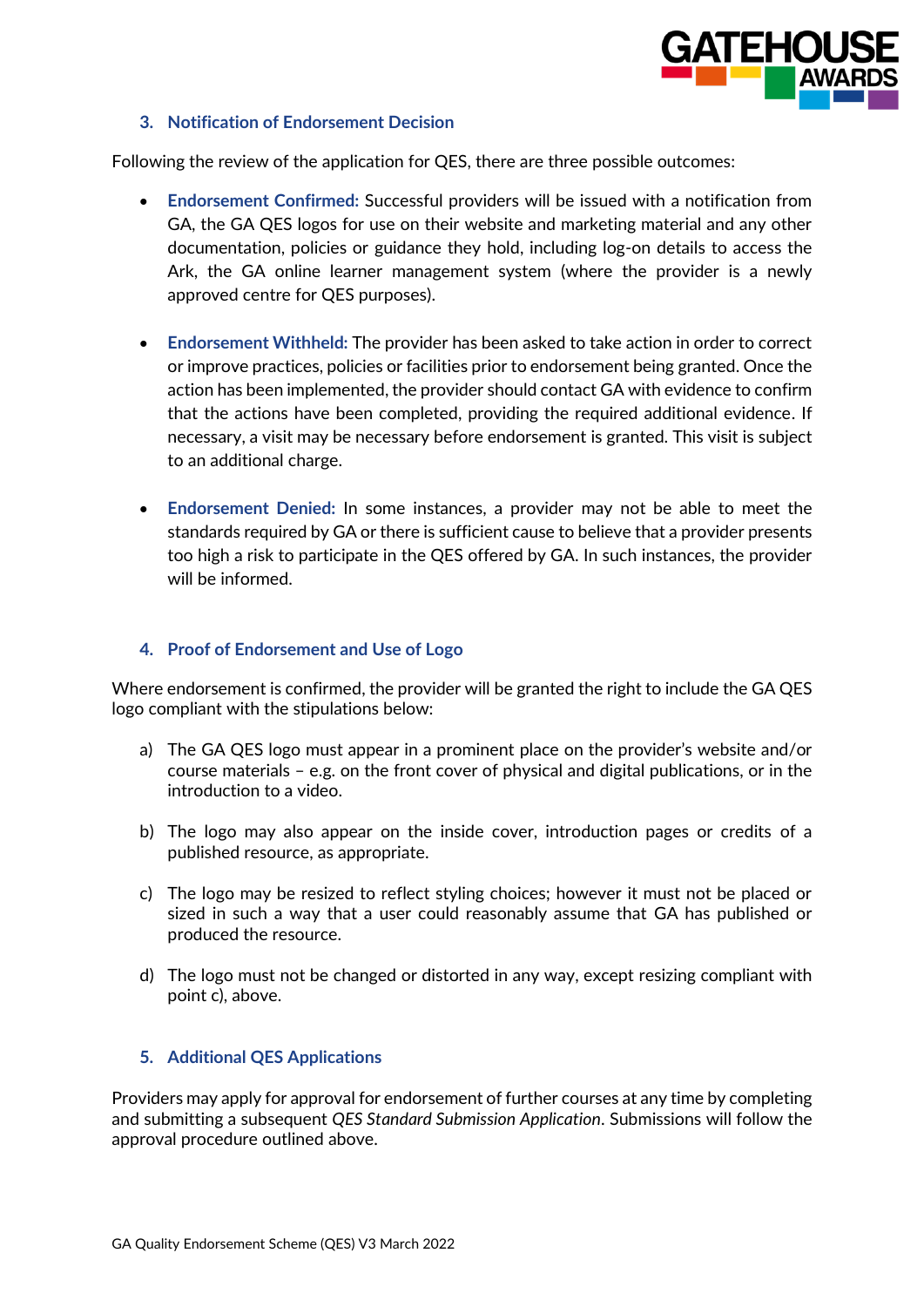## 3. Notification of Endorsement Decision

Following the review of the application for QES, there are three possible outcomes:

- **Endorsement Confirmed:** Successful providers will be issued with a notification from GA, the GA QES logos for use on their website and marketing material and any other documentation, policies or guidance they hold, including log-on details to access the Ark, the GA online learner management system (where the provider is a newly approved centre for QES purposes).

- **Endorsement Withheld:** The provider has been asked to take action in order to correct or improve practices, policies or facilities prior to endorsement being granted. Once the action has been implemented, the provider should contact GA with evidence to confirm that the actions have been completed, providing the required additional evidence. If necessary, a visit may be necessary before endorsement is granted. This visit is subject to an additional charge.

- **Endorsement Denied:** In some instances, a provider may not be able to meet the standards required by GA or there is sufficient cause to believe that a provider presents too high a risk to participate in the QES offered by GA. In such instances, the provider will be informed.

## 4. Proof of Endorsement and Use of Logo

Where endorsement is confirmed, the provider will be granted the right to include the GA QES logo compliant with the stipulations below:

a) The GA QES logo must appear in a prominent place on the provider's website and/or course materials – e.g. on the front cover of physical and digital publications, or in the introduction to a video.

b) The logo may also appear on the inside cover, introduction pages or credits of a published resource, as appropriate.

c) The logo may be resized to reflect styling choices; however it must not be placed or sized in such a way that a user could reasonably assume that GA has published or produced the resource.

d) The logo must not be changed or distorted in any way, except resizing compliant with point c), above.

## 5. Additional QES Applications

Providers may apply for approval for endorsement of further courses at any time by completing and submitting a subsequent *QES Standard Submission Application*. Submissions will follow the approval procedure outlined above.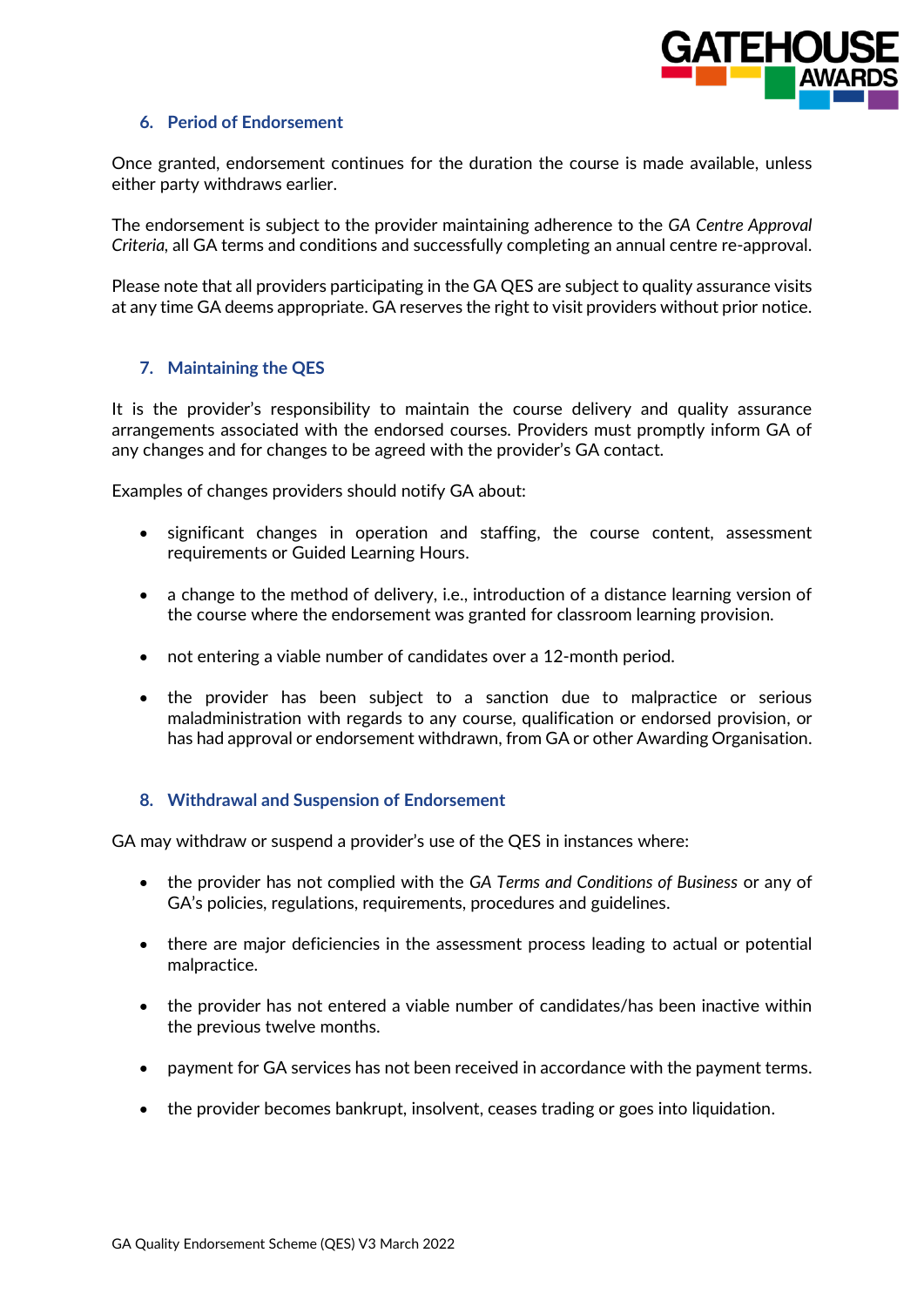## 6. Period of Endorsement

Once granted, endorsement continues for the duration the course is made available, unless either party withdraws earlier.

The endorsement is subject to the provider maintaining adherence to the *GA Centre Approval Criteria*, all GA terms and conditions and successfully completing an annual centre re-approval.

Please note that all providers participating in the GA QES are subject to quality assurance visits at any time GA deems appropriate. GA reserves the right to visit providers without prior notice.

## 7. Maintaining the QES

It is the provider's responsibility to maintain the course delivery and quality assurance arrangements associated with the endorsed courses. Providers must promptly inform GA of any changes and for changes to be agreed with the provider's GA contact.

Examples of changes providers should notify GA about:

- significant changes in operation and staffing, the course content, assessment requirements or Guided Learning Hours.
- a change to the method of delivery, i.e., introduction of a distance learning version of the course where the endorsement was granted for classroom learning provision.
- not entering a viable number of candidates over a 12-month period.
- the provider has been subject to a sanction due to malpractice or serious maladministration with regards to any course, qualification or endorsed provision, or has had approval or endorsement withdrawn, from GA or other Awarding Organisation.

## 8. Withdrawal and Suspension of Endorsement

GA may withdraw or suspend a provider's use of the QES in instances where:

- the provider has not complied with the *GA Terms and Conditions of Business* or any of GA's policies, regulations, requirements, procedures and guidelines.
- there are major deficiencies in the assessment process leading to actual or potential malpractice.
- the provider has not entered a viable number of candidates/has been inactive within the previous twelve months.
- payment for GA services has not been received in accordance with the payment terms.
- the provider becomes bankrupt, insolvent, ceases trading or goes into liquidation.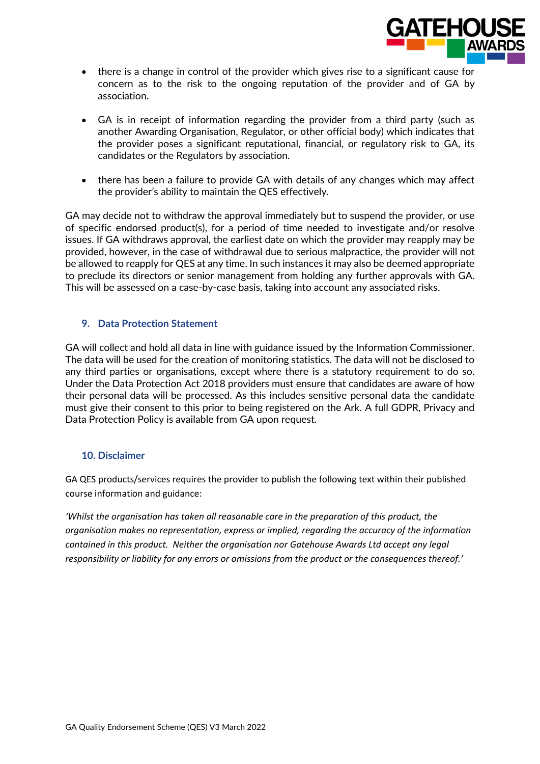- there is a change in control of the provider which gives rise to a significant cause for concern as to the risk to the ongoing reputation of the provider and of GA by association.

- GA is in receipt of information regarding the provider from a third party (such as another Awarding Organisation, Regulator, or other official body) which indicates that the provider poses a significant reputational, financial, or regulatory risk to GA, its candidates or the Regulators by association.

- there has been a failure to provide GA with details of any changes which may affect the provider's ability to maintain the QES effectively.

GA may decide not to withdraw the approval immediately but to suspend the provider, or use of specific endorsed product(s), for a period of time needed to investigate and/or resolve issues. If GA withdraws approval, the earliest date on which the provider may reapply may be provided, however, in the case of withdrawal due to serious malpractice, the provider will not be allowed to reapply for QES at any time. In such instances it may also be deemed appropriate to preclude its directors or senior management from holding any further approvals with GA. This will be assessed on a case-by-case basis, taking into account any associated risks.

## 9. Data Protection Statement

GA will collect and hold all data in line with guidance issued by the Information Commissioner. The data will be used for the creation of monitoring statistics. The data will not be disclosed to any third parties or organisations, except where there is a statutory requirement to do so. Under the Data Protection Act 2018 providers must ensure that candidates are aware of how their personal data will be processed. As this includes sensitive personal data the candidate must give their consent to this prior to being registered on the Ark. A full GDPR, Privacy and Data Protection Policy is available from GA upon request.

## 10. Disclaimer

GA QES products/services requires the provider to publish the following text within their published course information and guidance:

*'Whilst the organisation has taken all reasonable care in the preparation of this product, the organisation makes no representation, express or implied, regarding the accuracy of the information contained in this product. Neither the organisation nor Gatehouse Awards Ltd accept any legal responsibility or liability for any errors or omissions from the product or the consequences thereof.'*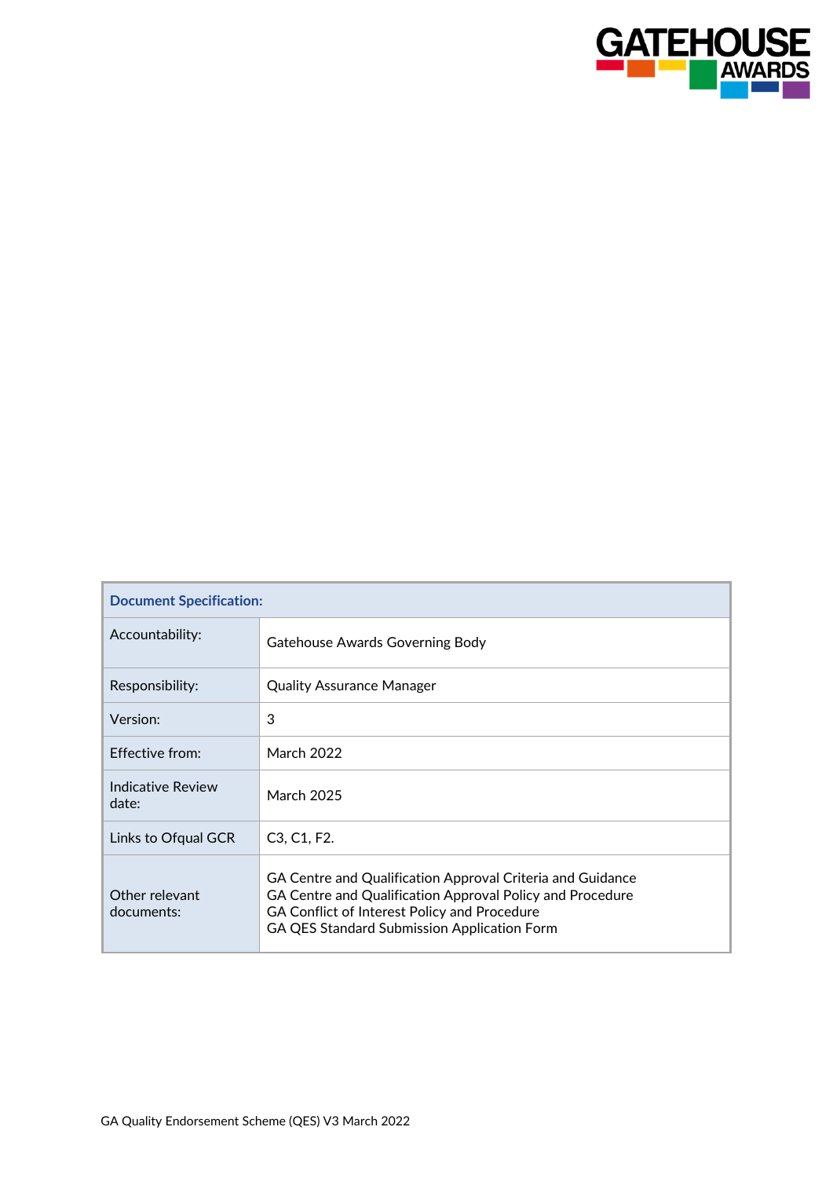| **Document Specification:** | |
|---|---|
| Accountability: | Gatehouse Awards Governing Body |
| Responsibility: | Quality Assurance Manager |
| Version: | 3 |
| Effective from: | March 2022 |
| Indicative Review date: | March 2025 |
| Links to Ofqual GCR | C3, C1, F2. |
| Other relevant documents: | GA Centre and Qualification Approval Criteria and Guidance<br>GA Centre and Qualification Approval Policy and Procedure<br>GA Conflict of Interest Policy and Procedure<br>GA QES Standard Submission Application Form |